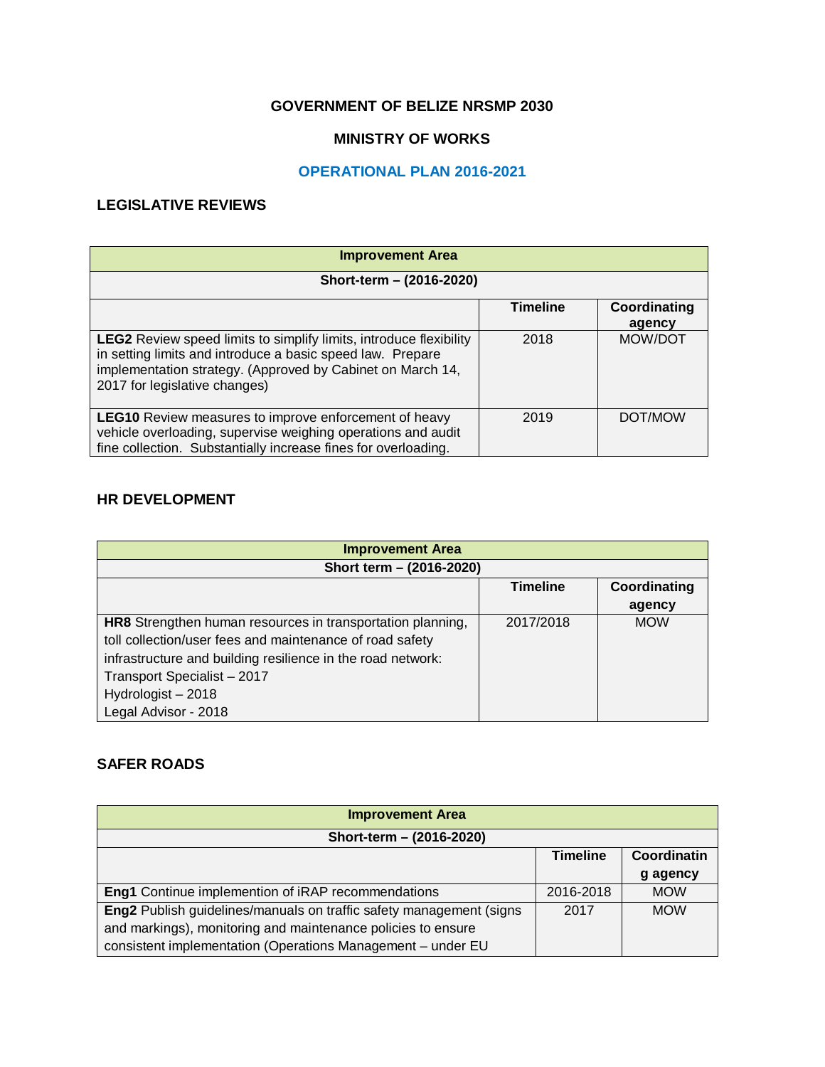# GOVERNMENT OF BELIZE NRSMP 2030

## MINISTRY OF WORKS

## OPERATIONAL PLAN 2016-2021

### LEGISLATIVE REVIEWS

| Improvement Area | | |
|---|---|---|
| **Short-term – (2016-2020)** | | |
| | **Timeline** | **Coordinating agency** |
| **LEG2** Review speed limits to simplify limits, introduce flexibility in setting limits and introduce a basic speed law. Prepare implementation strategy. (Approved by Cabinet on March 14, 2017 for legislative changes) | 2018 | MOW/DOT |
| **LEG10** Review measures to improve enforcement of heavy vehicle overloading, supervise weighing operations and audit fine collection. Substantially increase fines for overloading. | 2019 | DOT/MOW |

### HR DEVELOPMENT

| Improvement Area | | |
|---|---|---|
| **Short term – (2016-2020)** | | |
| | **Timeline** | **Coordinating agency** |
| **HR8** Strengthen human resources in transportation planning, toll collection/user fees and maintenance of road safety infrastructure and building resilience in the road network:<br>Transport Specialist – 2017<br>Hydrologist – 2018<br>Legal Advisor - 2018 | 2017/2018 | MOW |

### SAFER ROADS

| Improvement Area | | |
|---|---|---|
| **Short-term – (2016-2020)** | | |
| | **Timeline** | **Coordinating agency** |
| **Eng1** Continue implemention of iRAP recommendations | 2016-2018 | MOW |
| **Eng2** Publish guidelines/manuals on traffic safety management (signs and markings), monitoring and maintenance policies to ensure consistent implementation (Operations Management – under EU | 2017 | MOW |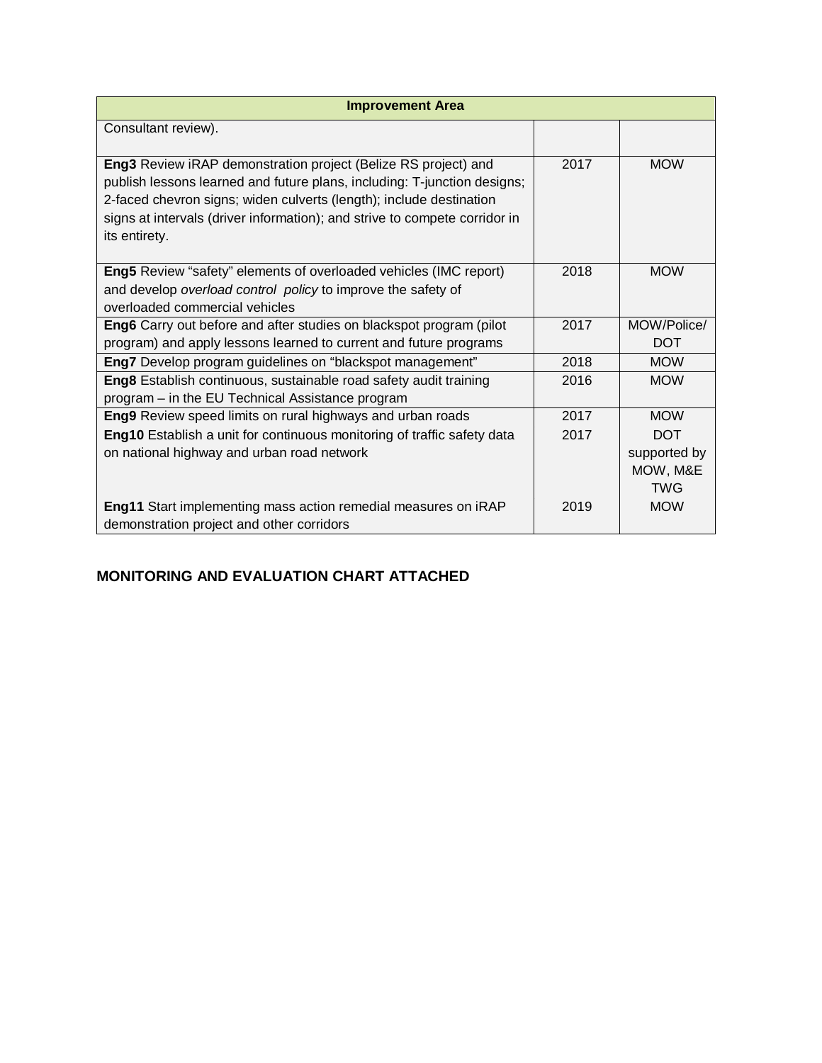| Improvement Area | | |
| --- | --- | --- |
| Consultant review). | | |
| **Eng3** Review iRAP demonstration project (Belize RS project) and publish lessons learned and future plans, including: T-junction designs; 2-faced chevron signs; widen culverts (length); include destination signs at intervals (driver information); and strive to compete corridor in its entirety. | 2017 | MOW |
| **Eng5** Review "safety" elements of overloaded vehicles (IMC report) and develop *overload control policy* to improve the safety of overloaded commercial vehicles | 2018 | MOW |
| **Eng6** Carry out before and after studies on blackspot program (pilot program) and apply lessons learned to current and future programs | 2017 | MOW/Police/ DOT |
| **Eng7** Develop program guidelines on "blackspot management" | 2018 | MOW |
| **Eng8** Establish continuous, sustainable road safety audit training program – in the EU Technical Assistance program | 2016 | MOW |
| **Eng9** Review speed limits on rural highways and urban roads | 2017 | MOW |
| **Eng10** Establish a unit for continuous monitoring of traffic safety data on national highway and urban road network | 2017 | DOT supported by MOW, M&E TWG |
| **Eng11** Start implementing mass action remedial measures on iRAP demonstration project and other corridors | 2019 | MOW |

**MONITORING AND EVALUATION CHART ATTACHED**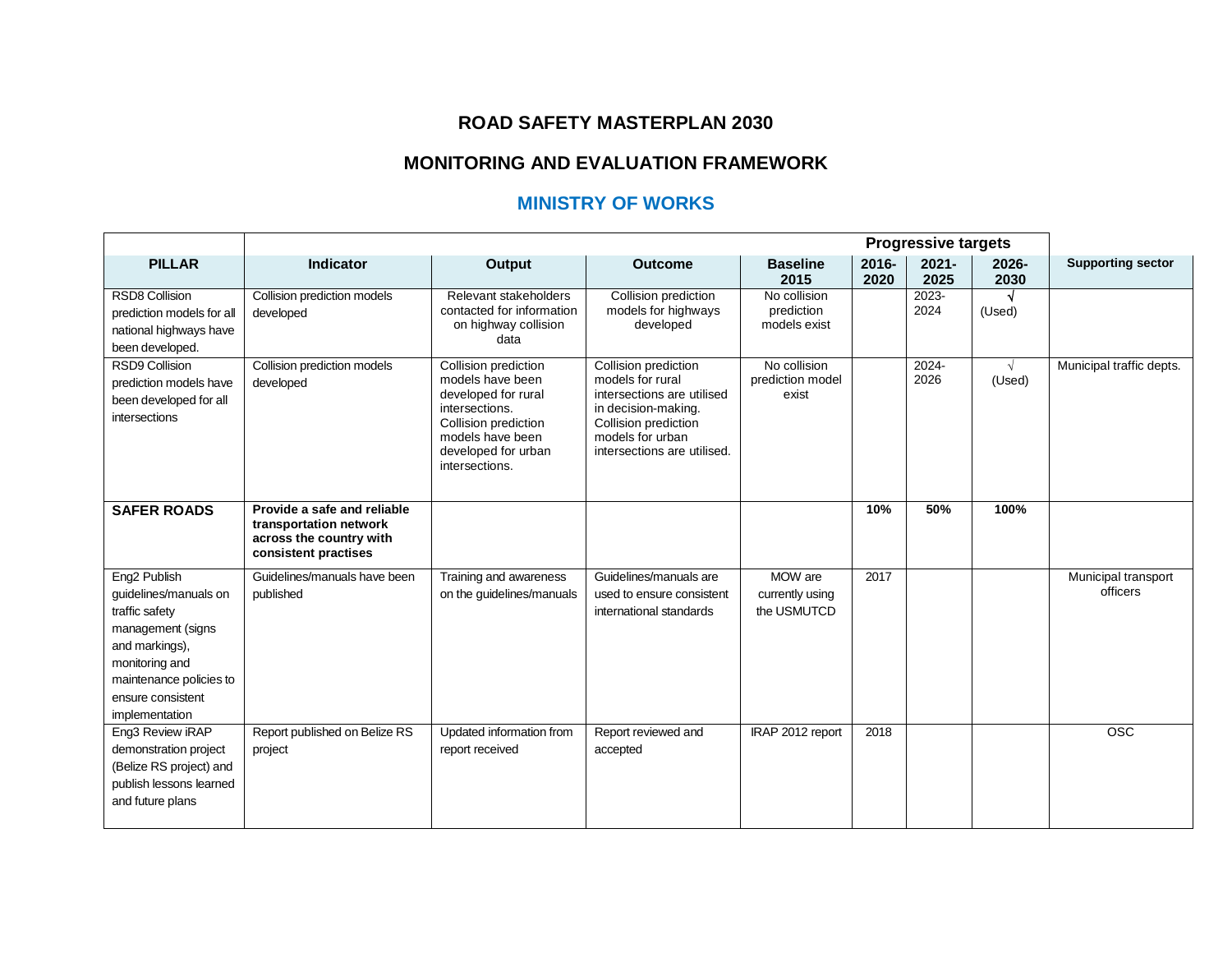# ROAD SAFETY MASTERPLAN 2030

## MONITORING AND EVALUATION FRAMEWORK

## MINISTRY OF WORKS

| PILLAR | Indicator | Output | Outcome | Baseline 2015 | Progressive targets 2016-2020 | 2021-2025 | 2026-2030 | Supporting sector |
|---|---|---|---|---|---|---|---|---|
| RSD8 Collision prediction models for all national highways have been developed. | Collision prediction models developed | Relevant stakeholders contacted for information on highway collision data | Collision prediction models for highways developed | No collision prediction models exist | | 2023-2024 | √ (Used) | |
| RSD9 Collision prediction models have been developed for all intersections | Collision prediction models developed | Collision prediction models have been developed for rural intersections. Collision prediction models have been developed for urban intersections. | Collision prediction models for rural intersections are utilised in decision-making. Collision prediction models for urban intersections are utilised. | No collision prediction model exist | | 2024-2026 | √ (Used) | Municipal traffic depts. |
| **SAFER ROADS** | **Provide a safe and reliable transportation network across the country with consistent practises** | | | | **10%** | **50%** | **100%** | |
| Eng2 Publish guidelines/manuals on traffic safety management (signs and markings), monitoring and maintenance policies to ensure consistent implementation | Guidelines/manuals have been published | Training and awareness on the guidelines/manuals | Guidelines/manuals are used to ensure consistent international standards | MOW are currently using the USMUTCD | 2017 | | | Municipal transport officers |
| Eng3 Review iRAP demonstration project (Belize RS project) and publish lessons learned and future plans | Report published on Belize RS project | Updated information from report received | Report reviewed and accepted | IRAP 2012 report | 2018 | | | OSC |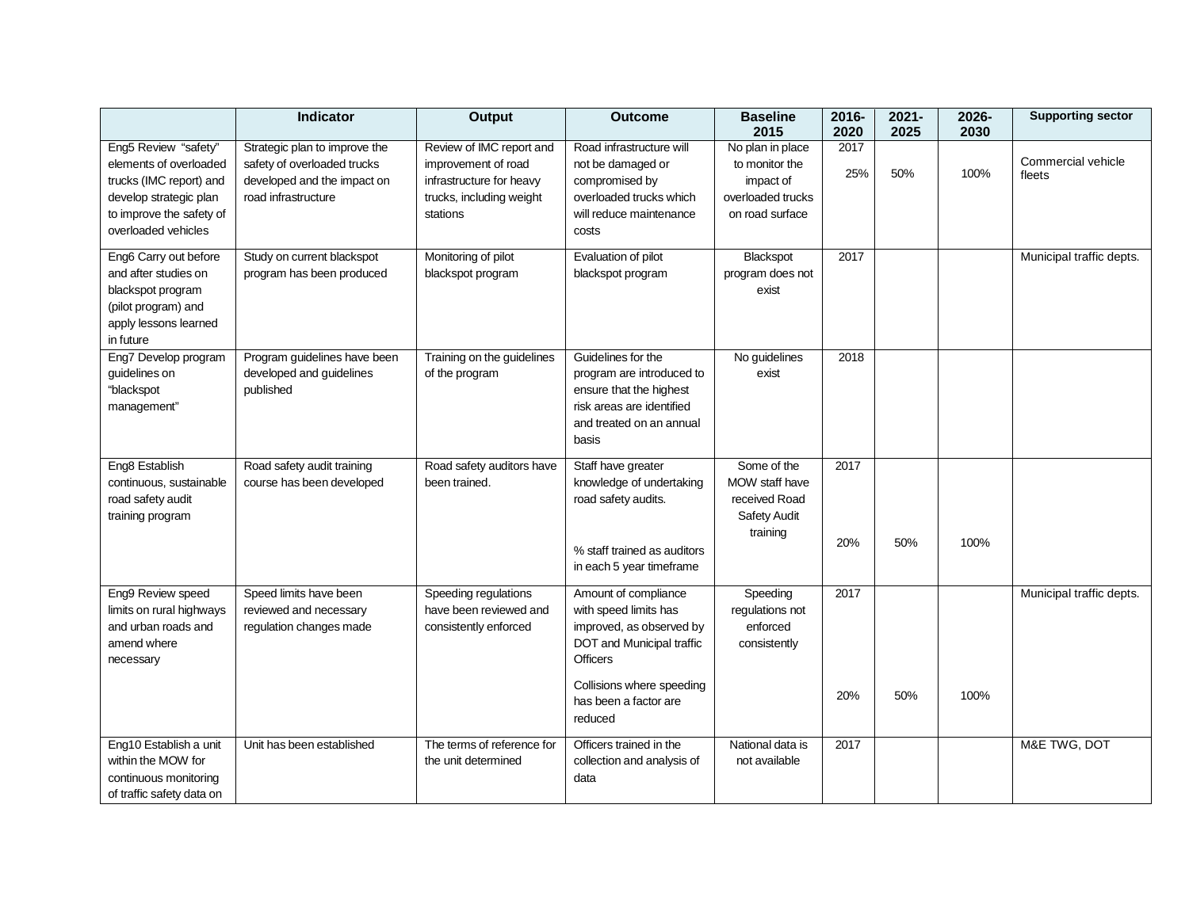| | Indicator | Output | Outcome | Baseline 2015 | 2016-2020 | 2021-2025 | 2026-2030 | Supporting sector |
|---|---|---|---|---|---|---|---|---|
| Eng5 Review "safety" elements of overloaded trucks (IMC report) and develop strategic plan to improve the safety of overloaded vehicles | Strategic plan to improve the safety of overloaded trucks developed and the impact on road infrastructure | Review of IMC report and improvement of road infrastructure for heavy trucks, including weight stations | Road infrastructure will not be damaged or compromised by overloaded trucks which will reduce maintenance costs | No plan in place to monitor the impact of overloaded trucks on road surface | 2017<br>25% | 50% | 100% | Commercial vehicle fleets |
| Eng6 Carry out before and after studies on blackspot program (pilot program) and apply lessons learned in future | Study on current blackspot program has been produced | Monitoring of pilot blackspot program | Evaluation of pilot blackspot program | Blackspot program does not exist | 2017 | | | Municipal traffic depts. |
| Eng7 Develop program guidelines on "blackspot management" | Program guidelines have been developed and guidelines published | Training on the guidelines of the program | Guidelines for the program are introduced to ensure that the highest risk areas are identified and treated on an annual basis | No guidelines exist | 2018 | | | |
| Eng8 Establish continuous, sustainable road safety audit training program | Road safety audit training course has been developed | Road safety auditors have been trained. | Staff have greater knowledge of undertaking road safety audits.<br><br>% staff trained as auditors in each 5 year timeframe | Some of the MOW staff have received Road Safety Audit training | 2017<br><br>20% | 50% | 100% | |
| Eng9 Review speed limits on rural highways and urban roads and amend where necessary | Speed limits have been reviewed and necessary regulation changes made | Speeding regulations have been reviewed and consistently enforced | Amount of compliance with speed limits has improved, as observed by DOT and Municipal traffic Officers<br><br>Collisions where speeding has been a factor are reduced | Speeding regulations not enforced consistently | 2017<br><br>20% | 50% | 100% | Municipal traffic depts. |
| Eng10 Establish a unit within the MOW for continuous monitoring of traffic safety data on | Unit has been established | The terms of reference for the unit determined | Officers trained in the collection and analysis of data | National data is not available | 2017 | | | M&E TWG, DOT |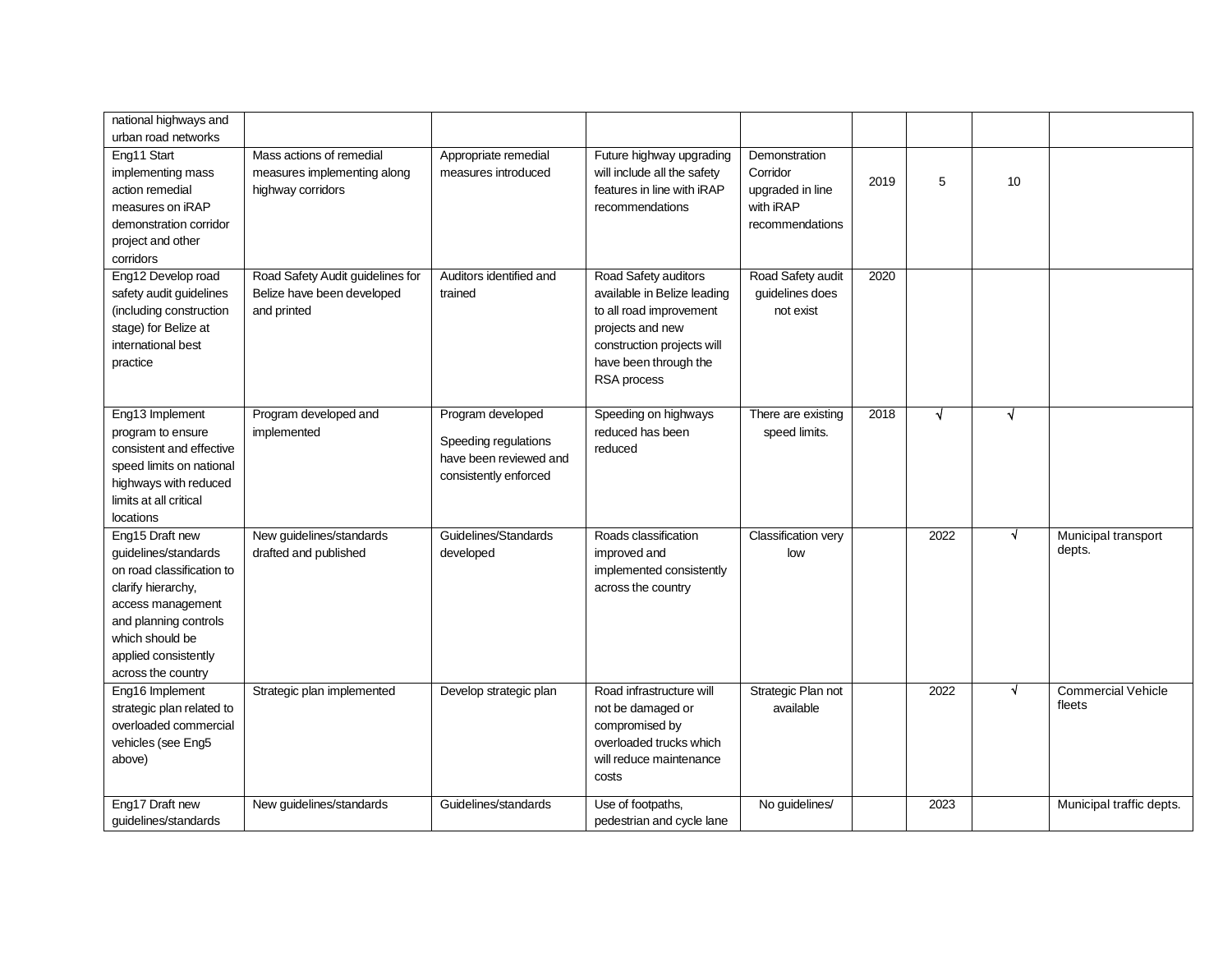| | | | | | | | | |
|---|---|---|---|---|---|---|---|---|
| national highways and urban road networks | | | | | | | | |
| Eng11 Start implementing mass action remedial measures on iRAP demonstration corridor project and other corridors | Mass actions of remedial measures implementing along highway corridors | Appropriate remedial measures introduced | Future highway upgrading will include all the safety features in line with iRAP recommendations | Demonstration Corridor upgraded in line with iRAP recommendations | 2019 | 5 | 10 | |
| Eng12 Develop road safety audit guidelines (including construction stage) for Belize at international best practice | Road Safety Audit guidelines for Belize have been developed and printed | Auditors identified and trained | Road Safety auditors available in Belize leading to all road improvement projects and new construction projects will have been through the RSA process | Road Safety audit guidelines does not exist | 2020 | | | |
| Eng13 Implement program to ensure consistent and effective speed limits on national highways with reduced limits at all critical locations | Program developed and implemented | Program developed<br>Speeding regulations have been reviewed and consistently enforced | Speeding on highways reduced has been reduced | There are existing speed limits. | 2018 | √ | √ | |
| Eng15 Draft new guidelines/standards on road classification to clarify hierarchy, access management and planning controls which should be applied consistently across the country | New guidelines/standards drafted and published | Guidelines/Standards developed | Roads classification improved and implemented consistently across the country | Classification very low | | 2022 | √ | Municipal transport depts. |
| Eng16 Implement strategic plan related to overloaded commercial vehicles (see Eng5 above) | Strategic plan implemented | Develop strategic plan | Road infrastructure will not be damaged or compromised by overloaded trucks which will reduce maintenance costs | Strategic Plan not available | | 2022 | √ | Commercial Vehicle fleets |
| Eng17 Draft new guidelines/standards | New guidelines/standards | Guidelines/standards | Use of footpaths, pedestrian and cycle lane | No guidelines/ | | 2023 | | Municipal traffic depts. |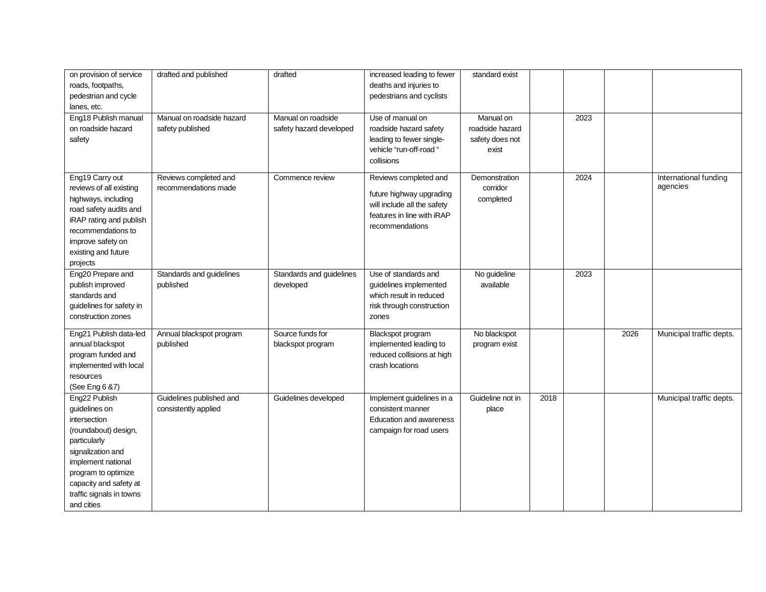| | | | | | | | | |
|---|---|---|---|---|---|---|---|---|
| on provision of service roads, footpaths, pedestrian and cycle lanes, etc. | drafted and published | drafted | increased leading to fewer deaths and injuries to pedestrians and cyclists | standard exist | | | | |
| Eng18 Publish manual on roadside hazard safety | Manual on roadside hazard safety published | Manual on roadside safety hazard developed | Use of manual on roadside hazard safety leading to fewer single-vehicle "run-off-road " collisions | Manual on roadside hazard safety does not exist | | 2023 | | |
| Eng19 Carry out reviews of all existing highways, including road safety audits and iRAP rating and publish recommendations to improve safety on existing and future projects | Reviews completed and recommendations made | Commence review | Reviews completed and future highway upgrading will include all the safety features in line with iRAP recommendations | Demonstration corridor completed | | 2024 | | International funding agencies |
| Eng20 Prepare and publish improved standards and guidelines for safety in construction zones | Standards and guidelines published | Standards and guidelines developed | Use of standards and guidelines implemented which result in reduced risk through construction zones | No guideline available | | 2023 | | |
| Eng21 Publish data-led annual blackspot program funded and implemented with local resources (See Eng 6 &7) | Annual blackspot program published | Source funds for blackspot program | Blackspot program implemented leading to reduced collisions at high crash locations | No blackspot program exist | | | 2026 | Municipal traffic depts. |
| Eng22 Publish guidelines on intersection (roundabout) design, particularly signalization and implement national program to optimize capacity and safety at traffic signals in towns and cities | Guidelines published and consistently applied | Guidelines developed | Implement guidelines in a consistent manner Education and awareness campaign for road users | Guideline not in place | 2018 | | | Municipal traffic depts. |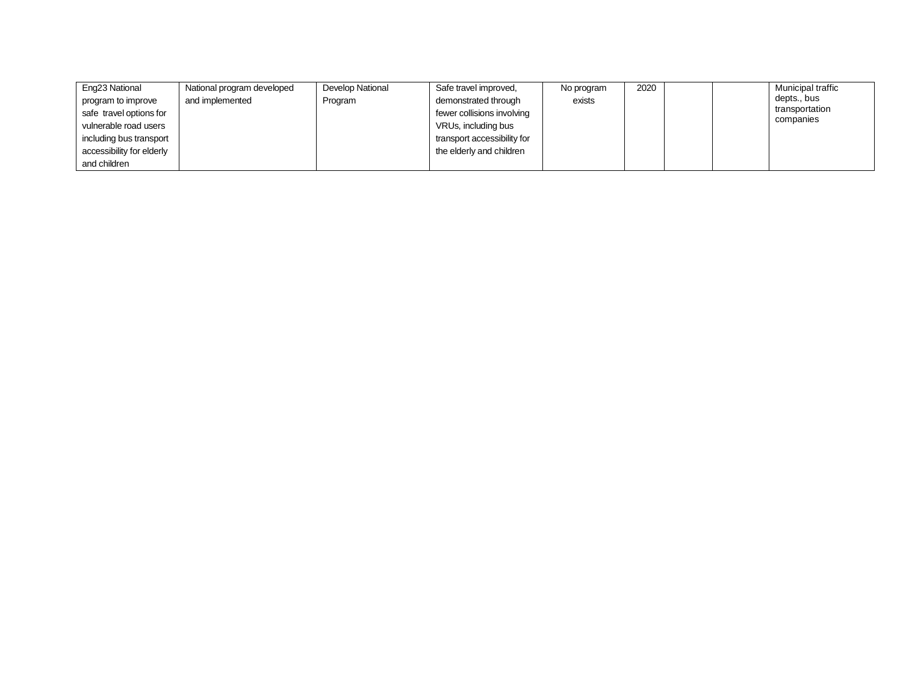| | | | | | | | | |
|---|---|---|---|---|---|---|---|---|
| Eng23 National program to improve safe travel options for vulnerable road users including bus transport accessibility for elderly and children | National program developed and implemented | Develop National Program | Safe travel improved, demonstrated through fewer collisions involving VRUs, including bus transport accessibility for the elderly and children | No program exists | 2020 | | | Municipal traffic depts., bus transportation companies |